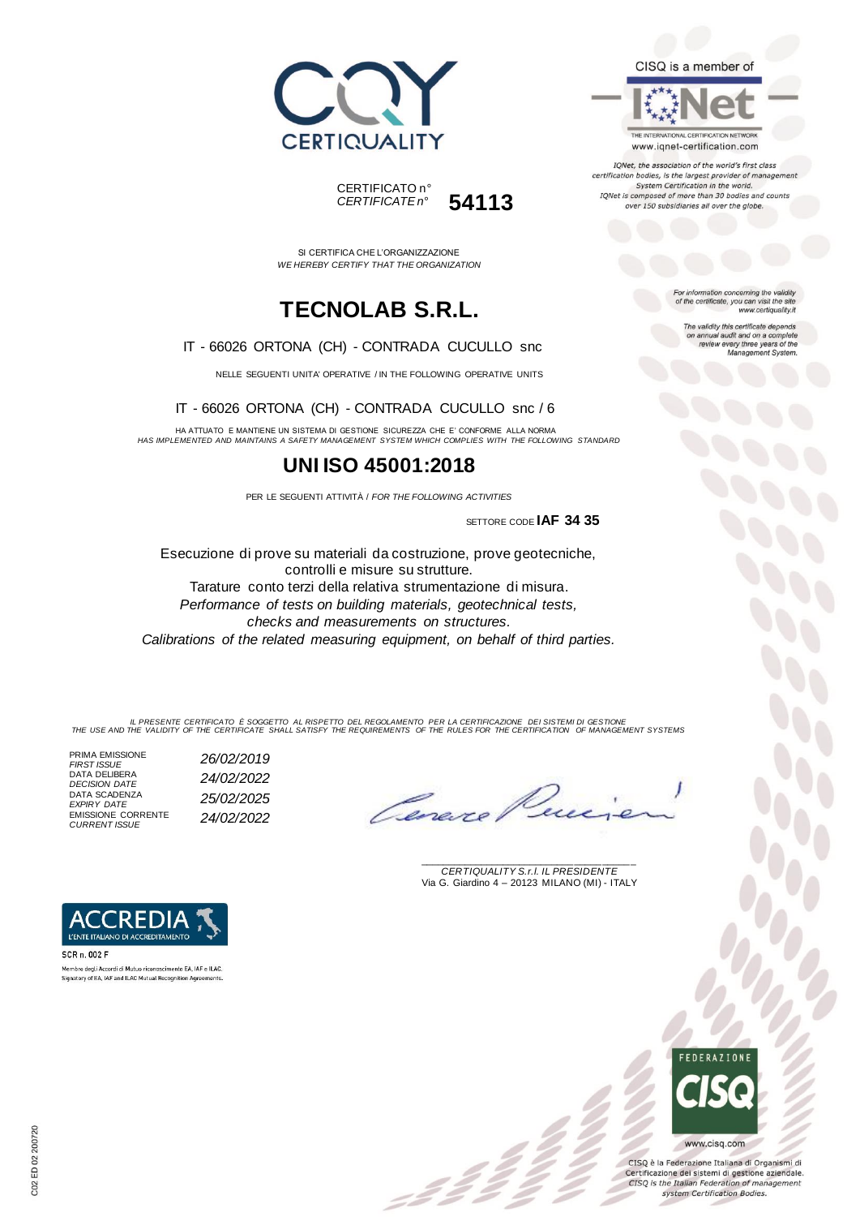CERTIQUALITY

CERTIFICATO n°
*CERTIFICATE n°* **54113**

CISQ is a member of

IQNet

THE INTERNATIONAL CERTIFICATION NETWORK
www.iqnet-certification.com

*IQNet, the association of the world's first class certification bodies, is the largest provider of management System Certification in the world. IQNet is composed of more than 30 bodies and counts over 150 subsidiaries all over the globe.*

SI CERTIFICA CHE L'ORGANIZZAZIONE
*WE HEREBY CERTIFY THAT THE ORGANIZATION*

# TECNOLAB S.R.L.

IT - 66026 ORTONA (CH) - CONTRADA CUCULLO snc

NELLE SEGUENTI UNITA' OPERATIVE / IN THE FOLLOWING OPERATIVE UNITS

IT - 66026 ORTONA (CH) - CONTRADA CUCULLO snc / 6

HA ATTUATO E MANTIENE UN SISTEMA DI GESTIONE SICUREZZA CHE E' CONFORME ALLA NORMA
*HAS IMPLEMENTED AND MAINTAINS A SAFETY MANAGEMENT SYSTEM WHICH COMPLIES WITH THE FOLLOWING STANDARD*

## UNI ISO 45001:2018

PER LE SEGUENTI ATTIVITÀ / *FOR THE FOLLOWING ACTIVITIES*

SETTORE CODE **IAF 34 35**

Esecuzione di prove su materiali da costruzione, prove geotecniche, controlli e misure su strutture.
Tarature conto terzi della relativa strumentazione di misura.
*Performance of tests on building materials, geotechnical tests, checks and measurements on structures.*
*Calibrations of the related measuring equipment, on behalf of third parties.*

*For information concerning the validity of the certificate, you can visit the site www.certiquality.it*

*The validity this certificate depends on annual audit and on a complete review every three years of the Management System.*

*IL PRESENTE CERTIFICATO È SOGGETTO AL RISPETTO DEL REGOLAMENTO PER LA CERTIFICAZIONE DEI SISTEMI DI GESTIONE*
*THE USE AND THE VALIDITY OF THE CERTIFICATE SHALL SATISFY THE REQUIREMENTS OF THE RULES FOR THE CERTIFICATION OF MANAGEMENT SYSTEMS*

| | |
|---|---|
| PRIMA EMISSIONE *FIRST ISSUE* | *26/02/2019* |
| DATA DELIBERA *DECISION DATE* | *24/02/2022* |
| DATA SCADENZA *EXPIRY DATE* | *25/02/2025* |
| EMISSIONE CORRENTE *CURRENT ISSUE* | *24/02/2022* |

*CERTIQUALITY S.r.l. IL PRESIDENTE*
Via G. Giardino 4 – 20123 MILANO (MI) - ITALY

ACCREDIA
L'ENTE ITALIANO DI ACCREDITAMENTO

SCR n. 002 F

Membro degli Accordi di Mutuo riconoscimento EA, IAF e ILAC.
Signatory of EA, IAF and ILAC Mutual Recognition Agreements.

FEDERAZIONE CISQ

www.cisq.com

CISQ è la Federazione Italiana di Organismi di Certificazione dei sistemi di gestione aziendale.
*CISQ is the Italian Federation of management system Certification Bodies.*

C02 ED 02 200720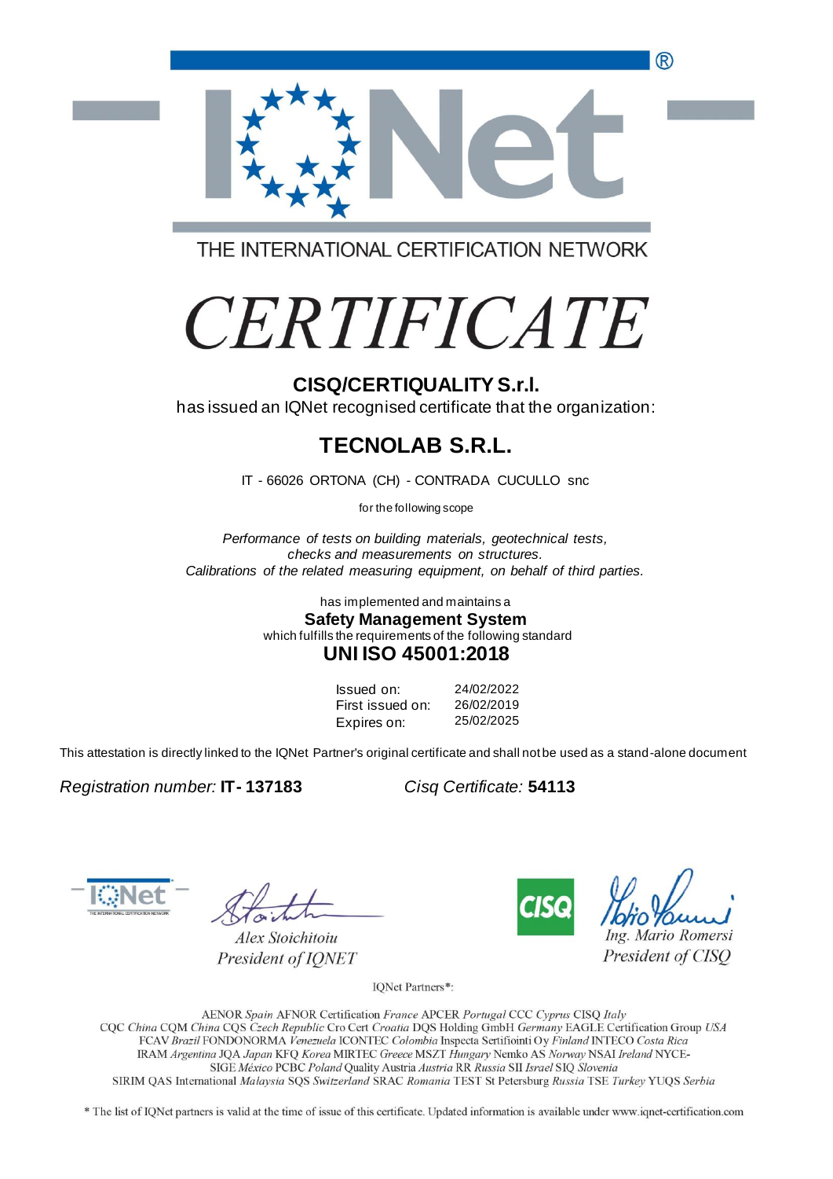IQNet

THE INTERNATIONAL CERTIFICATION NETWORK

# CERTIFICATE

## CISQ/CERTIQUALITY S.r.l.

has issued an IQNet recognised certificate that the organization:

## TECNOLAB S.R.L.

IT - 66026 ORTONA (CH) - CONTRADA CUCULLO snc

for the following scope

*Performance of tests on building materials, geotechnical tests, checks and measurements on structures. Calibrations of the related measuring equipment, on behalf of third parties.*

has implemented and maintains a

**Safety Management System**

which fulfills the requirements of the following standard

**UNI ISO 45001:2018**

| | |
|---|---|
| Issued on: | 24/02/2022 |
| First issued on: | 26/02/2019 |
| Expires on: | 25/02/2025 |

This attestation is directly linked to the IQNet Partner's original certificate and shall not be used as a stand-alone document

*Registration number:* **IT - 137183**

*Cisq Certificate:* **54113**

*Alex Stoichitoiu*
*President of IQNET*

*Ing. Mario Romersi*
*President of CISQ*

IQNet Partners*:

AENOR *Spain* AFNOR Certification *France* APCER *Portugal* CCC *Cyprus* CISQ *Italy*
CQC *China* CQM *China* CQS *Czech Republic* Cro Cert *Croatia* DQS Holding GmbH *Germany* EAGLE Certification Group *USA*
FCAV *Brazil* FONDONORMA *Venezuela* ICONTEC *Colombia* Inspecta Sertifiointi Oy *Finland* INTECO *Costa Rica*
IRAM *Argentina* JQA *Japan* KFQ *Korea* MIRTEC *Greece* MSZT *Hungary* Nemko AS *Norway* NSAI *Ireland* NYCE-SIGE *México* PCBC *Poland* Quality Austria *Austria* RR *Russia* SII *Israel* SIQ *Slovenia*
SIRIM QAS International *Malaysia* SQS *Switzerland* SRAC *Romania* TEST St Petersburg *Russia* TSE *Turkey* YUQS *Serbia*

\* The list of IQNet partners is valid at the time of issue of this certificate. Updated information is available under www.iqnet-certification.com